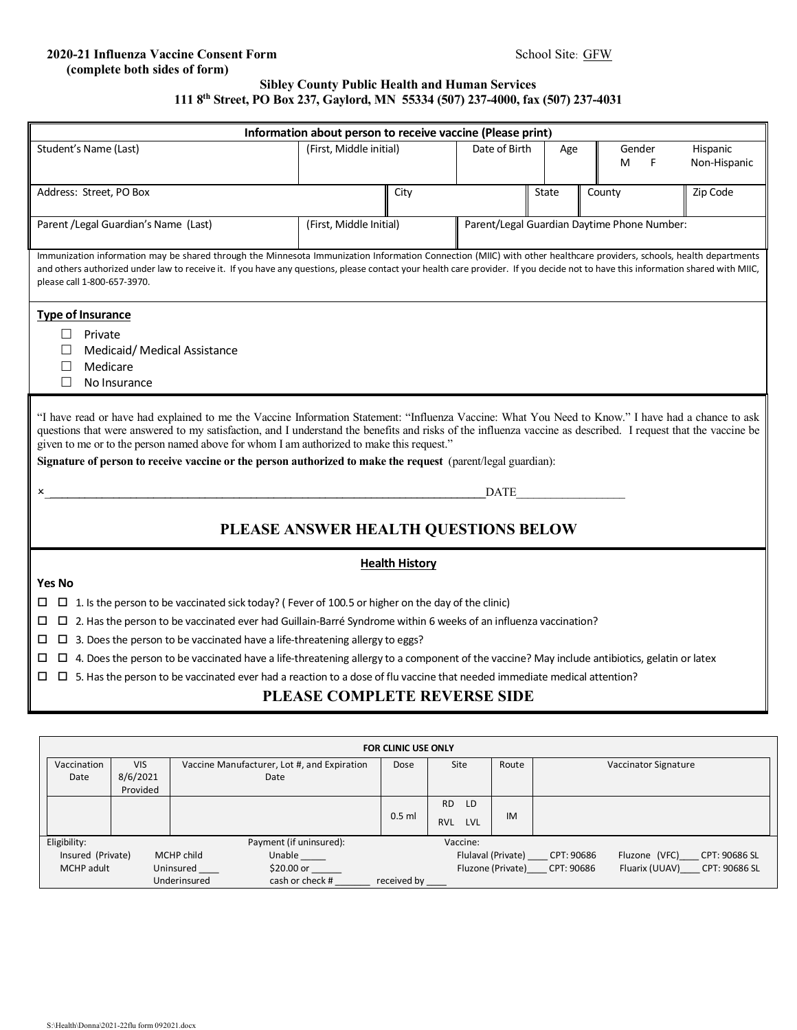**2020-21 Influenza Vaccine Consent Form**
**(complete both sides of form)**

School Site: GFW

**Sibley County Public Health and Human Services**
**111 8th Street, PO Box 237, Gaylord, MN 55334 (507) 237-4000, fax (507) 237-4031**

| Information about person to receive vaccine (Please print) | | | | | |
|---|---|---|---|---|---|
| Student's Name (Last) | (First, Middle initial) | Date of Birth | Age | Gender M F | Hispanic Non-Hispanic |
| Address: Street, PO Box | City | | State | County | Zip Code |
| Parent /Legal Guardian's Name (Last) | (First, Middle Initial) | Parent/Legal Guardian Daytime Phone Number: | | | |

Immunization information may be shared through the Minnesota Immunization Information Connection (MIIC) with other healthcare providers, schools, health departments and others authorized under law to receive it. If you have any questions, please contact your health care provider. If you decide not to have this information shared with MIIC, please call 1-800-657-3970.

**Type of Insurance**

- ☐ Private
- ☐ Medicaid/ Medical Assistance
- ☐ Medicare
- ☐ No Insurance

"I have read or have had explained to me the Vaccine Information Statement: "Influenza Vaccine: What You Need to Know." I have had a chance to ask questions that were answered to my satisfaction, and I understand the benefits and risks of the influenza vaccine as described. I request that the vaccine be given to me or to the person named above for whom I am authorized to make this request."

**Signature of person to receive vaccine or the person authorized to make the request** (parent/legal guardian):

×_______________________________________________________________________________DATE__________________

## PLEASE ANSWER HEALTH QUESTIONS BELOW

**Health History**

**Yes No**

- ☐ ☐ 1. Is the person to be vaccinated sick today? ( Fever of 100.5 or higher on the day of the clinic)
- ☐ ☐ 2. Has the person to be vaccinated ever had Guillain-Barré Syndrome within 6 weeks of an influenza vaccination?
- ☐ ☐ 3. Does the person to be vaccinated have a life-threatening allergy to eggs?
- ☐ ☐ 4. Does the person to be vaccinated have a life-threatening allergy to a component of the vaccine? May include antibiotics, gelatin or latex
- ☐ ☐ 5. Has the person to be vaccinated ever had a reaction to a dose of flu vaccine that needed immediate medical attention?

## PLEASE COMPLETE REVERSE SIDE

**FOR CLINIC USE ONLY**

| Vaccination Date | VIS 8/6/2021 Provided | Vaccine Manufacturer, Lot #, and Expiration Date | Dose | Site | Route | Vaccinator Signature |
|---|---|---|---|---|---|---|
| | | | 0.5 ml | RD LD RVL LVL | IM | |

Eligibility:
- Insured (Private)
- MCHP adult
- MCHP child
- Uninsured ____
- Underinsured

Payment (if uninsured):
- Unable _____
- $20.00 or ______
- cash or check # _______ received by ____

Vaccine:
- Flulaval (Private) ____ CPT: 90686
- Fluzone (Private)____ CPT: 90686
- Fluzone (VFC)____ CPT: 90686 SL
- Fluarix (UUAV)____ CPT: 90686 SL

S:\Health\Donna\2021-22flu form 092021.docx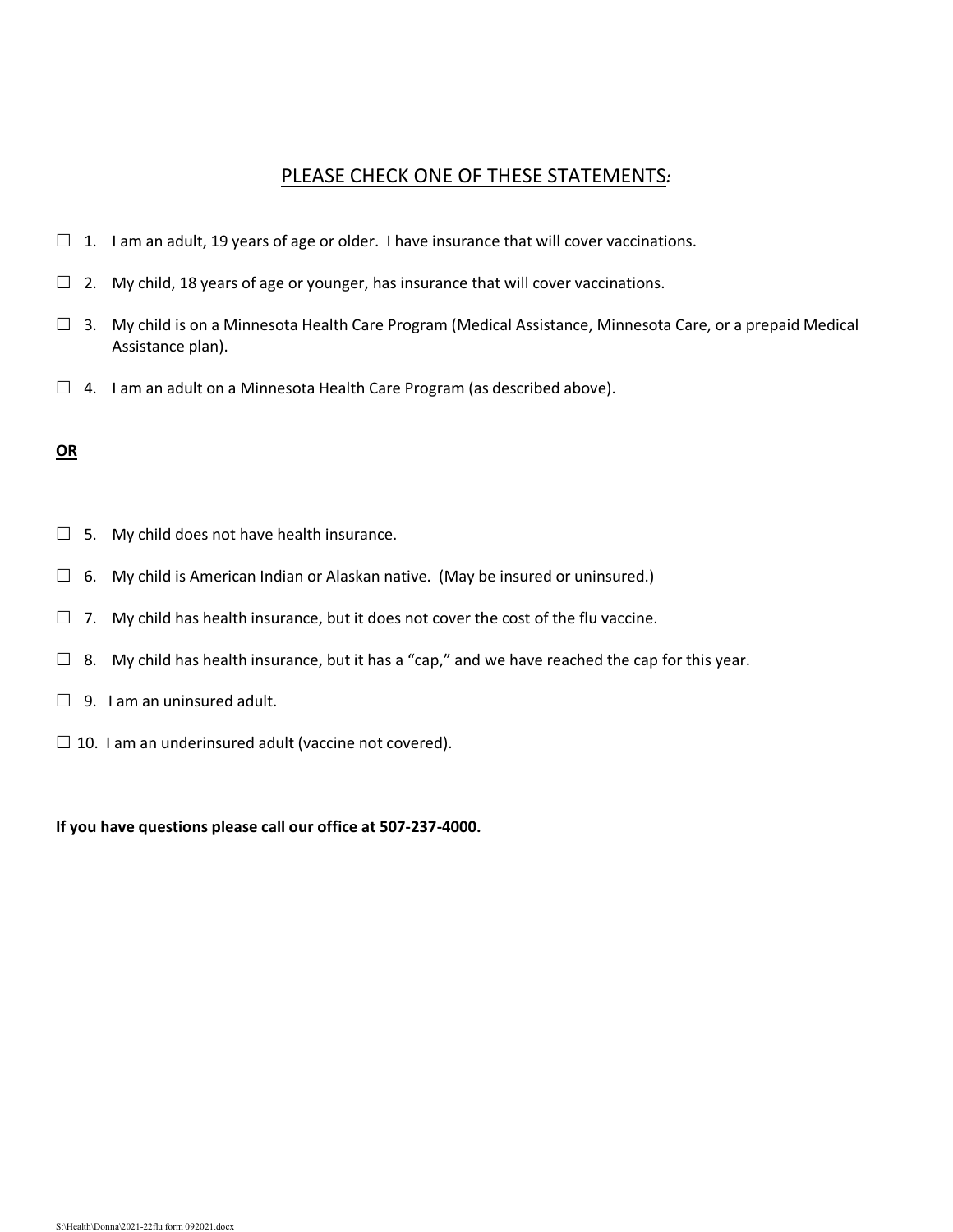PLEASE CHECK ONE OF THESE STATEMENTS*:*

☐ 1. I am an adult, 19 years of age or older. I have insurance that will cover vaccinations.

☐ 2. My child, 18 years of age or younger, has insurance that will cover vaccinations.

☐ 3. My child is on a Minnesota Health Care Program (Medical Assistance, Minnesota Care, or a prepaid Medical Assistance plan).

☐ 4. I am an adult on a Minnesota Health Care Program (as described above).

**OR**

☐ 5. My child does not have health insurance.

☐ 6. My child is American Indian or Alaskan native. (May be insured or uninsured.)

☐ 7. My child has health insurance, but it does not cover the cost of the flu vaccine.

☐ 8. My child has health insurance, but it has a "cap," and we have reached the cap for this year.

☐ 9. I am an uninsured adult.

☐ 10. I am an underinsured adult (vaccine not covered).

**If you have questions please call our office at 507-237-4000.**

S:\Health\Donna\2021-22flu form 092021.docx